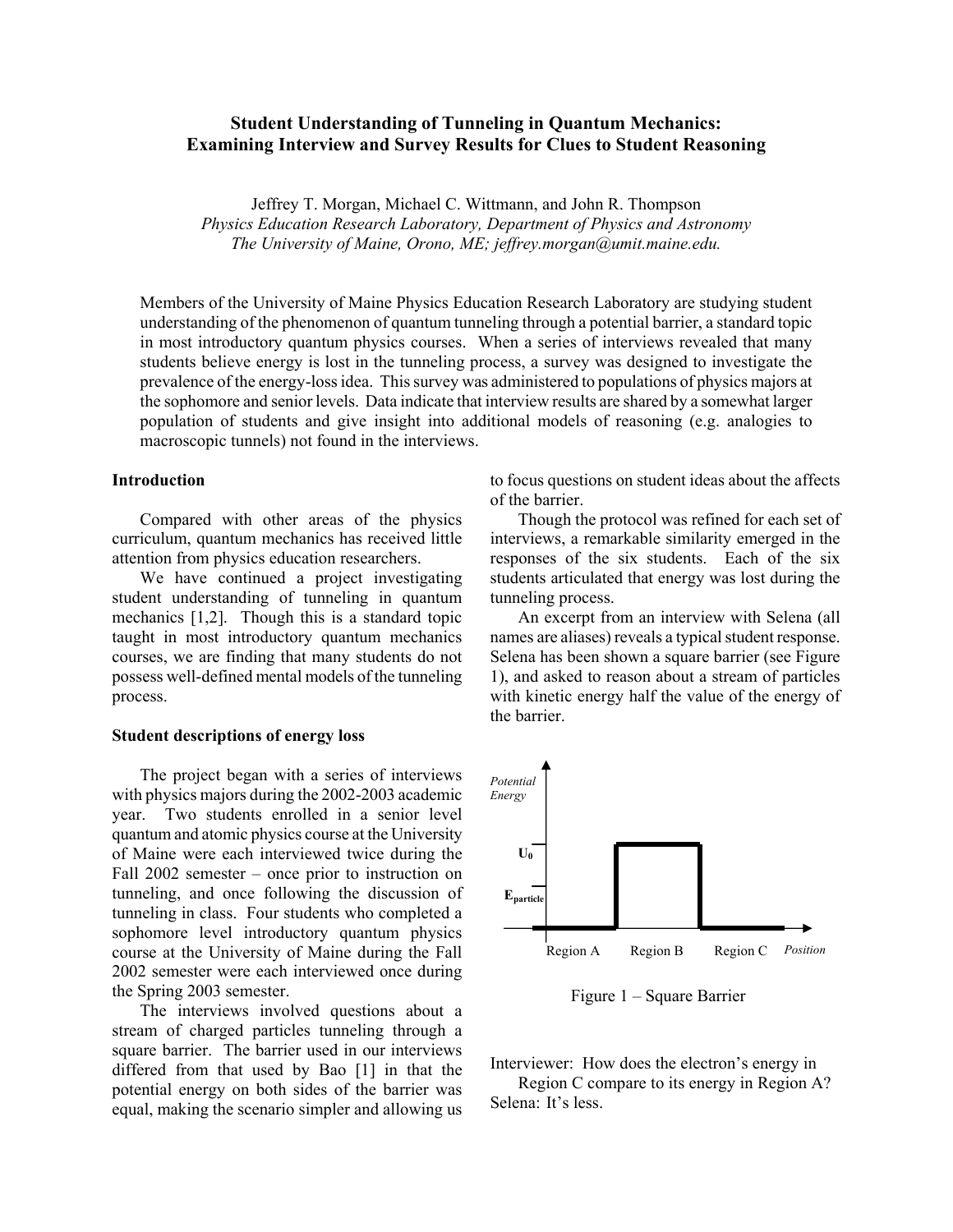# Student Understanding of Tunneling in Quantum Mechanics: Examining Interview and Survey Results for Clues to Student Reasoning

Jeffrey T. Morgan, Michael C. Wittmann, and John R. Thompson

*Physics Education Research Laboratory, Department of Physics and Astronomy*
*The University of Maine, Orono, ME; jeffrey.morgan@umit.maine.edu.*

Members of the University of Maine Physics Education Research Laboratory are studying student understanding of the phenomenon of quantum tunneling through a potential barrier, a standard topic in most introductory quantum physics courses. When a series of interviews revealed that many students believe energy is lost in the tunneling process, a survey was designed to investigate the prevalence of the energy-loss idea. This survey was administered to populations of physics majors at the sophomore and senior levels. Data indicate that interview results are shared by a somewhat larger population of students and give insight into additional models of reasoning (e.g. analogies to macroscopic tunnels) not found in the interviews.

## Introduction

Compared with other areas of the physics curriculum, quantum mechanics has received little attention from physics education researchers.

We have continued a project investigating student understanding of tunneling in quantum mechanics [1,2]. Though this is a standard topic taught in most introductory quantum mechanics courses, we are finding that many students do not possess well-defined mental models of the tunneling process.

## Student descriptions of energy loss

The project began with a series of interviews with physics majors during the 2002-2003 academic year. Two students enrolled in a senior level quantum and atomic physics course at the University of Maine were each interviewed twice during the Fall 2002 semester – once prior to instruction on tunneling, and once following the discussion of tunneling in class. Four students who completed a sophomore level introductory quantum physics course at the University of Maine during the Fall 2002 semester were each interviewed once during the Spring 2003 semester.

The interviews involved questions about a stream of charged particles tunneling through a square barrier. The barrier used in our interviews differed from that used by Bao [1] in that the potential energy on both sides of the barrier was equal, making the scenario simpler and allowing us to focus questions on student ideas about the affects of the barrier.

Though the protocol was refined for each set of interviews, a remarkable similarity emerged in the responses of the six students. Each of the six students articulated that energy was lost during the tunneling process.

An excerpt from an interview with Selena (all names are aliases) reveals a typical student response. Selena has been shown a square barrier (see Figure 1), and asked to reason about a stream of particles with kinetic energy half the value of the energy of the barrier.

Figure 1 – Square Barrier

Interviewer: How does the electron's energy in Region C compare to its energy in Region A?

Selena: It's less.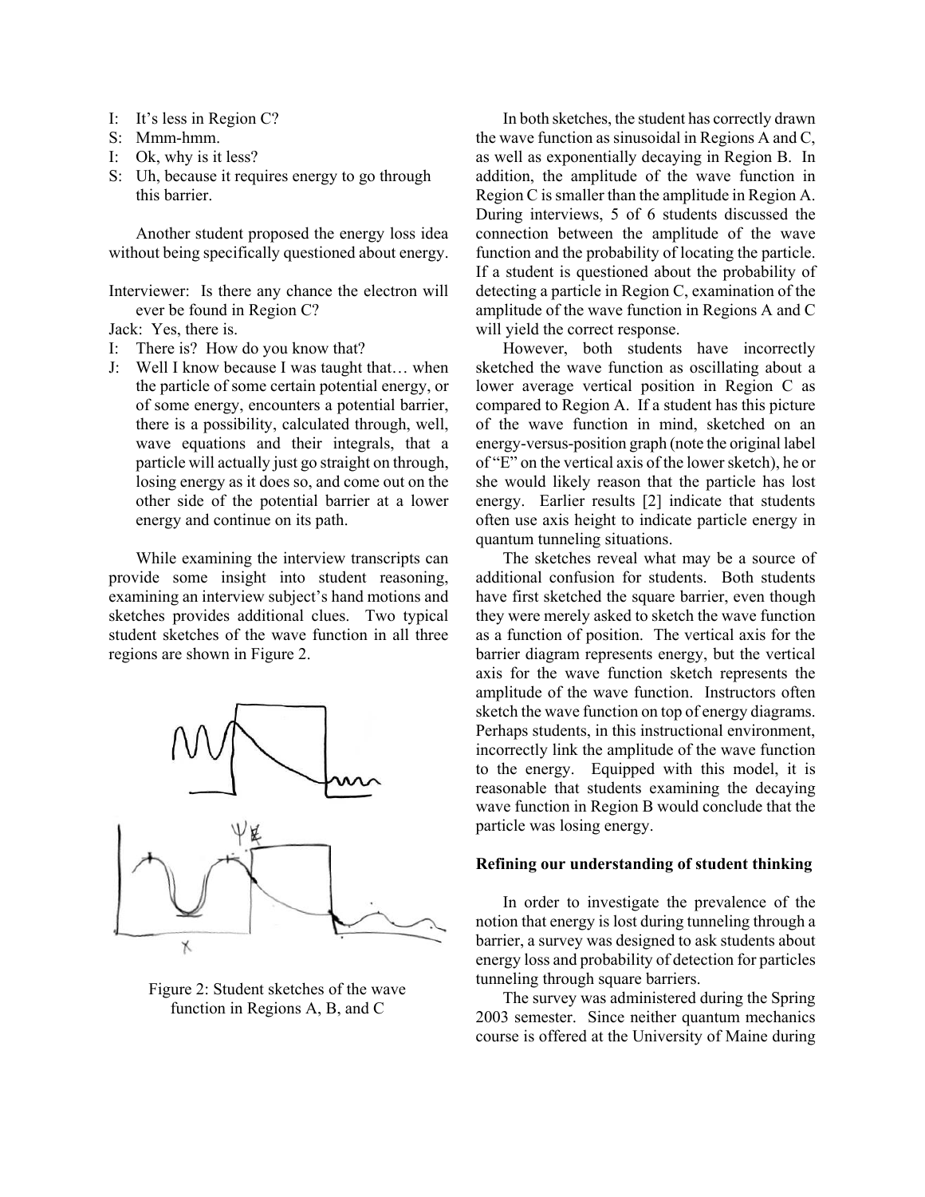I: It's less in Region C?
S: Mmm-hmm.
I: Ok, why is it less?
S: Uh, because it requires energy to go through this barrier.

Another student proposed the energy loss idea without being specifically questioned about energy.

Interviewer: Is there any chance the electron will ever be found in Region C?
Jack: Yes, there is.
I: There is? How do you know that?
J: Well I know because I was taught that… when the particle of some certain potential energy, or of some energy, encounters a potential barrier, there is a possibility, calculated through, well, wave equations and their integrals, that a particle will actually just go straight on through, losing energy as it does so, and come out on the other side of the potential barrier at a lower energy and continue on its path.

While examining the interview transcripts can provide some insight into student reasoning, examining an interview subject's hand motions and sketches provides additional clues. Two typical student sketches of the wave function in all three regions are shown in Figure 2.

Figure 2: Student sketches of the wave function in Regions A, B, and C

In both sketches, the student has correctly drawn the wave function as sinusoidal in Regions A and C, as well as exponentially decaying in Region B. In addition, the amplitude of the wave function in Region C is smaller than the amplitude in Region A. During interviews, 5 of 6 students discussed the connection between the amplitude of the wave function and the probability of locating the particle. If a student is questioned about the probability of detecting a particle in Region C, examination of the amplitude of the wave function in Regions A and C will yield the correct response.

However, both students have incorrectly sketched the wave function as oscillating about a lower average vertical position in Region C as compared to Region A. If a student has this picture of the wave function in mind, sketched on an energy-versus-position graph (note the original label of "E" on the vertical axis of the lower sketch), he or she would likely reason that the particle has lost energy. Earlier results [2] indicate that students often use axis height to indicate particle energy in quantum tunneling situations.

The sketches reveal what may be a source of additional confusion for students. Both students have first sketched the square barrier, even though they were merely asked to sketch the wave function as a function of position. The vertical axis for the barrier diagram represents energy, but the vertical axis for the wave function sketch represents the amplitude of the wave function. Instructors often sketch the wave function on top of energy diagrams. Perhaps students, in this instructional environment, incorrectly link the amplitude of the wave function to the energy. Equipped with this model, it is reasonable that students examining the decaying wave function in Region B would conclude that the particle was losing energy.

**Refining our understanding of student thinking**

In order to investigate the prevalence of the notion that energy is lost during tunneling through a barrier, a survey was designed to ask students about energy loss and probability of detection for particles tunneling through square barriers.

The survey was administered during the Spring 2003 semester. Since neither quantum mechanics course is offered at the University of Maine during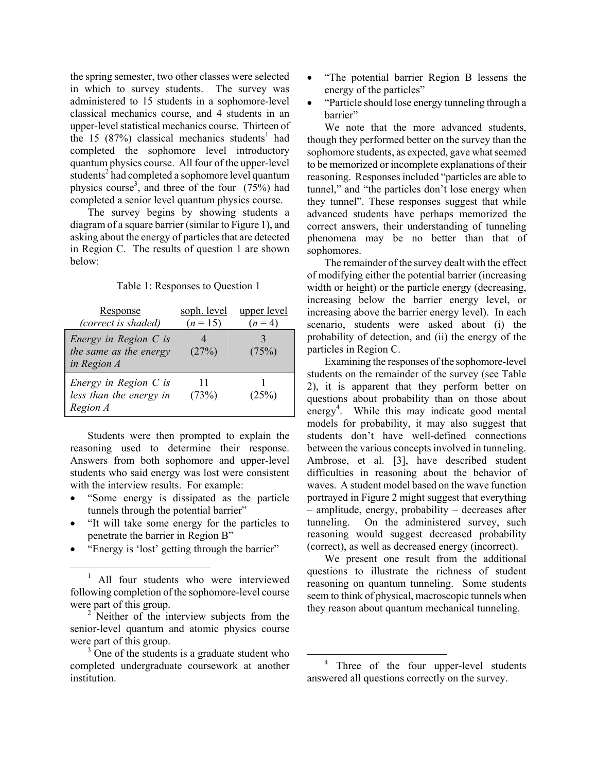the spring semester, two other classes were selected in which to survey students. The survey was administered to 15 students in a sophomore-level classical mechanics course, and 4 students in an upper-level statistical mechanics course. Thirteen of the 15 (87%) classical mechanics students[1] had completed the sophomore level introductory quantum physics course. All four of the upper-level students[2] had completed a sophomore level quantum physics course[3], and three of the four (75%) had completed a senior level quantum physics course.

The survey begins by showing students a diagram of a square barrier (similar to Figure 1), and asking about the energy of particles that are detected in Region C. The results of question 1 are shown below:

Table 1: Responses to Question 1

| Response (*correct is shaded*) | soph. level ($n$ = 15) | upper level ($n$ = 4) |
|---|---|---|
| *Energy in Region C is the same as the energy in Region A* | 4 (27%) | 3 (75%) |
| *Energy in Region C is less than the energy in Region A* | 11 (73%) | 1 (25%) |

Students were then prompted to explain the reasoning used to determine their response. Answers from both sophomore and upper-level students who said energy was lost were consistent with the interview results. For example:

- "Some energy is dissipated as the particle tunnels through the potential barrier"
- "It will take some energy for the particles to penetrate the barrier in Region B"
- "Energy is 'lost' getting through the barrier"
- "The potential barrier Region B lessens the energy of the particles"
- "Particle should lose energy tunneling through a barrier"

We note that the more advanced students, though they performed better on the survey than the sophomore students, as expected, gave what seemed to be memorized or incomplete explanations of their reasoning. Responses included "particles are able to tunnel," and "the particles don't lose energy when they tunnel". These responses suggest that while advanced students have perhaps memorized the correct answers, their understanding of tunneling phenomena may be no better than that of sophomores.

The remainder of the survey dealt with the effect of modifying either the potential barrier (increasing width or height) or the particle energy (decreasing, increasing below the barrier energy level, or increasing above the barrier energy level). In each scenario, students were asked about (i) the probability of detection, and (ii) the energy of the particles in Region C.

Examining the responses of the sophomore-level students on the remainder of the survey (see Table 2), it is apparent that they perform better on questions about probability than on those about energy[4]. While this may indicate good mental models for probability, it may also suggest that students don't have well-defined connections between the various concepts involved in tunneling. Ambrose, et al. [3], have described student difficulties in reasoning about the behavior of waves. A student model based on the wave function portrayed in Figure 2 might suggest that everything – amplitude, energy, probability – decreases after tunneling. On the administered survey, such reasoning would suggest decreased probability (correct), as well as decreased energy (incorrect).

We present one result from the additional questions to illustrate the richness of student reasoning on quantum tunneling. Some students seem to think of physical, macroscopic tunnels when they reason about quantum mechanical tunneling.

---

[1] All four students who were interviewed following completion of the sophomore-level course were part of this group.

[2] Neither of the interview subjects from the senior-level quantum and atomic physics course were part of this group.

[3] One of the students is a graduate student who completed undergraduate coursework at another institution.

[4] Three of the four upper-level students answered all questions correctly on the survey.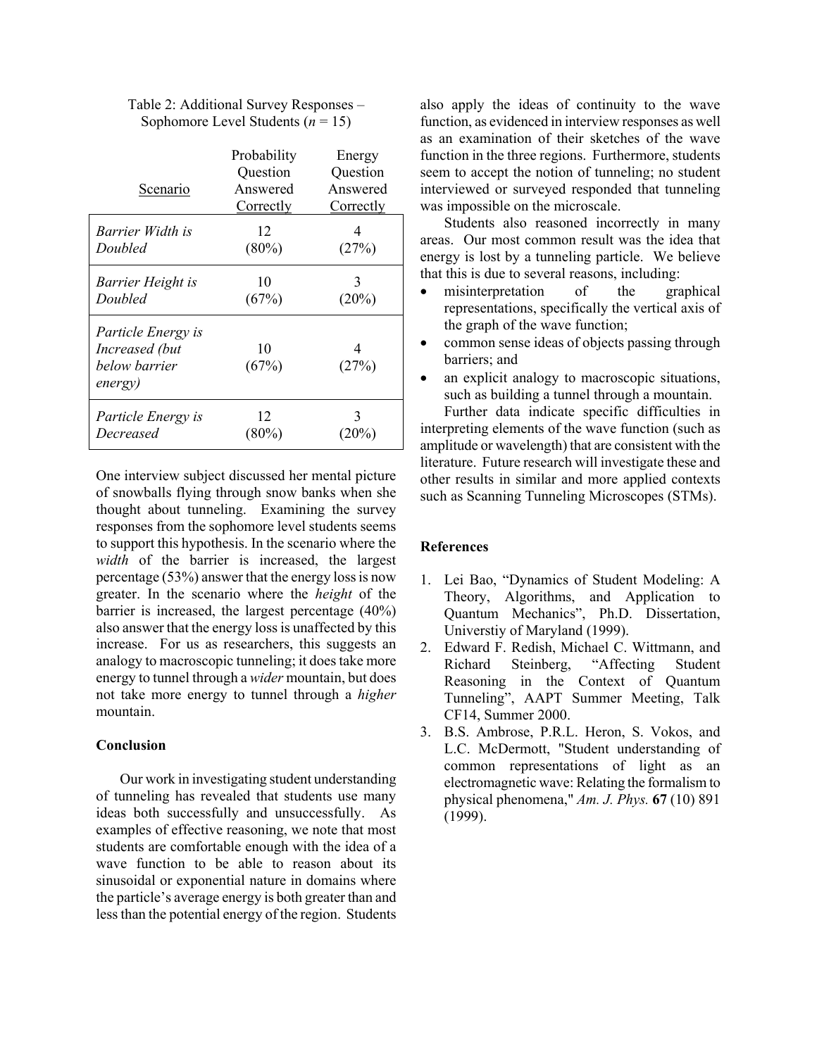Table 2: Additional Survey Responses – Sophomore Level Students ($n$ = 15)

| Scenario | Probability Question Answered Correctly | Energy Question Answered Correctly |
|---|---|---|
| *Barrier Width is Doubled* | 12 (80%) | 4 (27%) |
| *Barrier Height is Doubled* | 10 (67%) | 3 (20%) |
| *Particle Energy is Increased (but below barrier energy)* | 10 (67%) | 4 (27%) |
| *Particle Energy is Decreased* | 12 (80%) | 3 (20%) |

One interview subject discussed her mental picture of snowballs flying through snow banks when she thought about tunneling. Examining the survey responses from the sophomore level students seems to support this hypothesis. In the scenario where the *width* of the barrier is increased, the largest percentage (53%) answer that the energy loss is now greater. In the scenario where the *height* of the barrier is increased, the largest percentage (40%) also answer that the energy loss is unaffected by this increase. For us as researchers, this suggests an analogy to macroscopic tunneling; it does take more energy to tunnel through a *wider* mountain, but does not take more energy to tunnel through a *higher* mountain.

## Conclusion

Our work in investigating student understanding of tunneling has revealed that students use many ideas both successfully and unsuccessfully. As examples of effective reasoning, we note that most students are comfortable enough with the idea of a wave function to be able to reason about its sinusoidal or exponential nature in domains where the particle's average energy is both greater than and less than the potential energy of the region. Students also apply the ideas of continuity to the wave function, as evidenced in interview responses as well as an examination of their sketches of the wave function in the three regions. Furthermore, students seem to accept the notion of tunneling; no student interviewed or surveyed responded that tunneling was impossible on the microscale.

Students also reasoned incorrectly in many areas. Our most common result was the idea that energy is lost by a tunneling particle. We believe that this is due to several reasons, including:

- misinterpretation of the graphical representations, specifically the vertical axis of the graph of the wave function;
- common sense ideas of objects passing through barriers; and
- an explicit analogy to macroscopic situations, such as building a tunnel through a mountain.

Further data indicate specific difficulties in interpreting elements of the wave function (such as amplitude or wavelength) that are consistent with the literature. Future research will investigate these and other results in similar and more applied contexts such as Scanning Tunneling Microscopes (STMs).

## References

1. Lei Bao, "Dynamics of Student Modeling: A Theory, Algorithms, and Application to Quantum Mechanics", Ph.D. Dissertation, Universtiy of Maryland (1999).
2. Edward F. Redish, Michael C. Wittmann, and Richard Steinberg, "Affecting Student Reasoning in the Context of Quantum Tunneling", AAPT Summer Meeting, Talk CF14, Summer 2000.
3. B.S. Ambrose, P.R.L. Heron, S. Vokos, and L.C. McDermott, "Student understanding of common representations of light as an electromagnetic wave: Relating the formalism to physical phenomena," *Am. J. Phys.* **67** (10) 891 (1999).